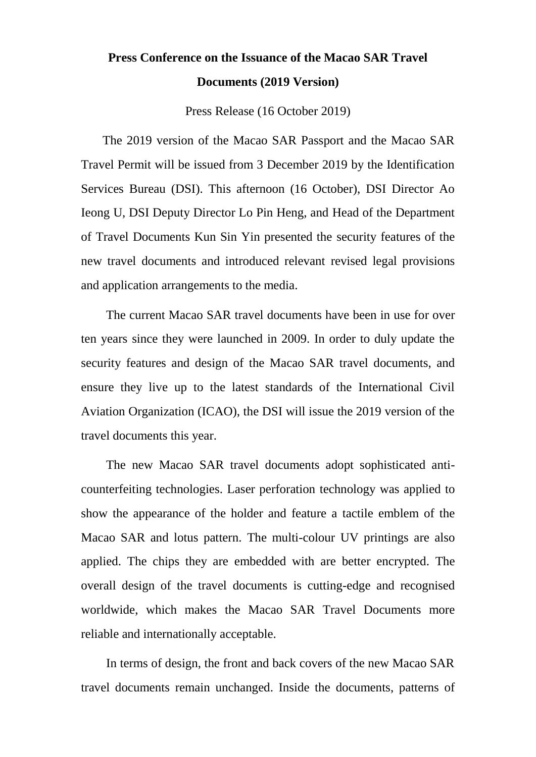# Press Conference on the Issuance of the Macao SAR Travel Documents (2019 Version)

Press Release (16 October 2019)

The 2019 version of the Macao SAR Passport and the Macao SAR Travel Permit will be issued from 3 December 2019 by the Identification Services Bureau (DSI). This afternoon (16 October), DSI Director Ao Ieong U, DSI Deputy Director Lo Pin Heng, and Head of the Department of Travel Documents Kun Sin Yin presented the security features of the new travel documents and introduced relevant revised legal provisions and application arrangements to the media.

The current Macao SAR travel documents have been in use for over ten years since they were launched in 2009. In order to duly update the security features and design of the Macao SAR travel documents, and ensure they live up to the latest standards of the International Civil Aviation Organization (ICAO), the DSI will issue the 2019 version of the travel documents this year.

The new Macao SAR travel documents adopt sophisticated anti-counterfeiting technologies. Laser perforation technology was applied to show the appearance of the holder and feature a tactile emblem of the Macao SAR and lotus pattern. The multi-colour UV printings are also applied. The chips they are embedded with are better encrypted. The overall design of the travel documents is cutting-edge and recognised worldwide, which makes the Macao SAR Travel Documents more reliable and internationally acceptable.

In terms of design, the front and back covers of the new Macao SAR travel documents remain unchanged. Inside the documents, patterns of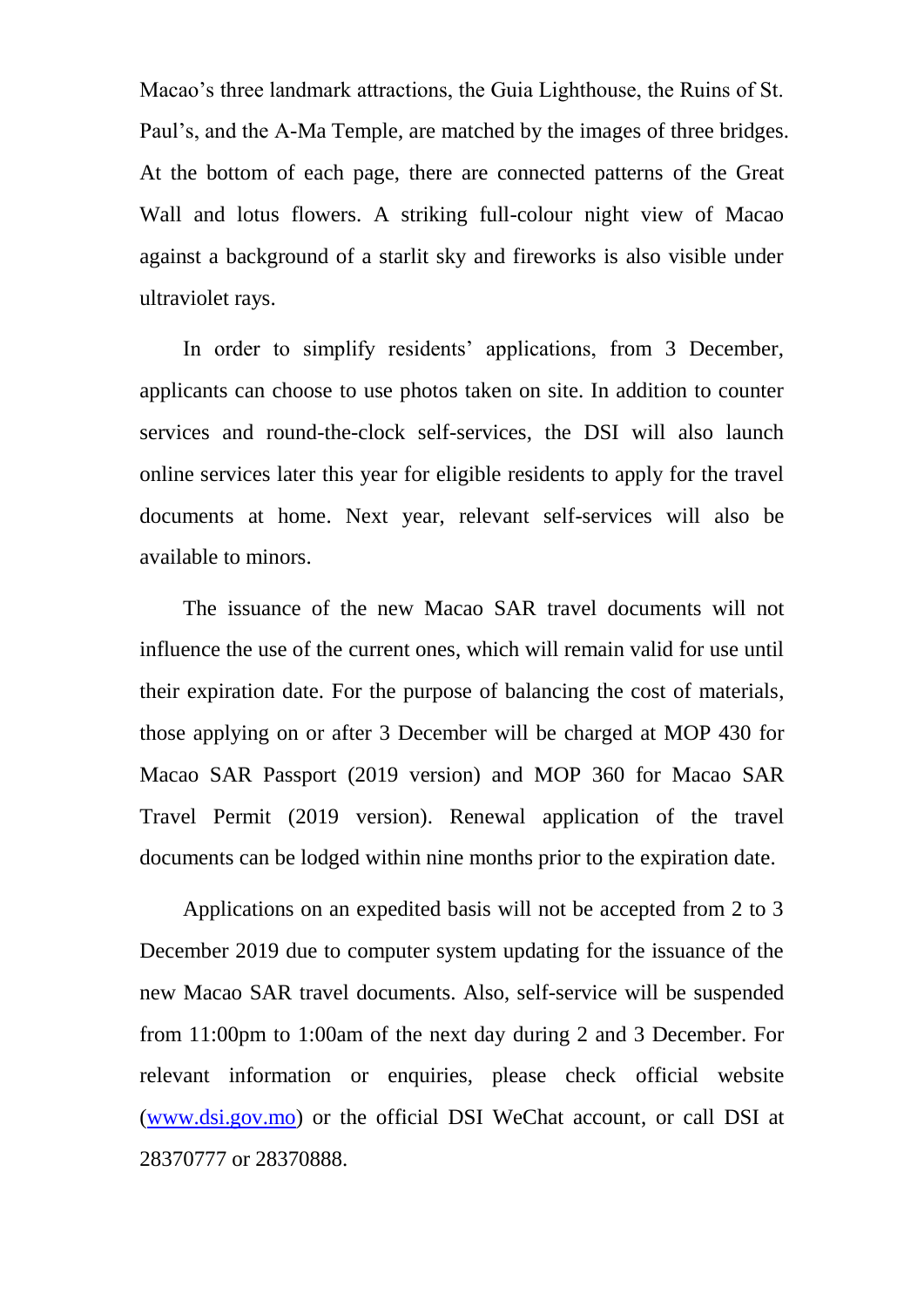Macao's three landmark attractions, the Guia Lighthouse, the Ruins of St. Paul's, and the A-Ma Temple, are matched by the images of three bridges. At the bottom of each page, there are connected patterns of the Great Wall and lotus flowers. A striking full-colour night view of Macao against a background of a starlit sky and fireworks is also visible under ultraviolet rays.

In order to simplify residents' applications, from 3 December, applicants can choose to use photos taken on site. In addition to counter services and round-the-clock self-services, the DSI will also launch online services later this year for eligible residents to apply for the travel documents at home. Next year, relevant self-services will also be available to minors.

The issuance of the new Macao SAR travel documents will not influence the use of the current ones, which will remain valid for use until their expiration date. For the purpose of balancing the cost of materials, those applying on or after 3 December will be charged at MOP 430 for Macao SAR Passport (2019 version) and MOP 360 for Macao SAR Travel Permit (2019 version). Renewal application of the travel documents can be lodged within nine months prior to the expiration date.

Applications on an expedited basis will not be accepted from 2 to 3 December 2019 due to computer system updating for the issuance of the new Macao SAR travel documents. Also, self-service will be suspended from 11:00pm to 1:00am of the next day during 2 and 3 December. For relevant information or enquiries, please check official website ([www.dsi.gov.mo](http://www.dsi.gov.mo)) or the official DSI WeChat account, or call DSI at 28370777 or 28370888.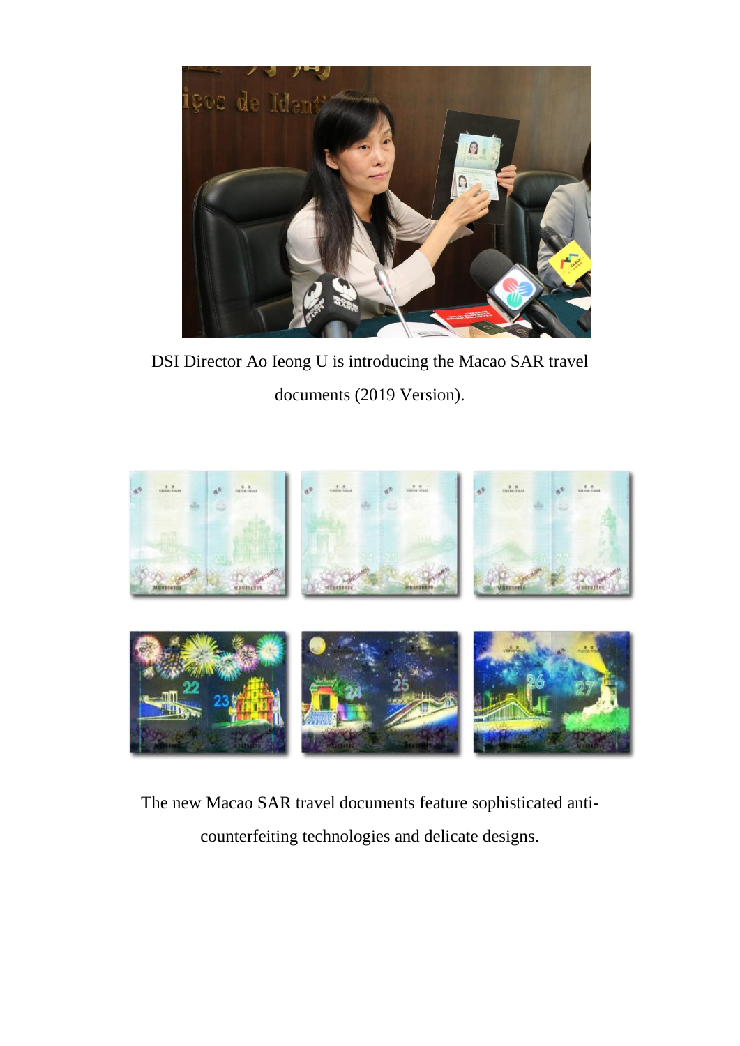DSI Director Ao Ieong U is introducing the Macao SAR travel documents (2019 Version).

The new Macao SAR travel documents feature sophisticated anti-counterfeiting technologies and delicate designs.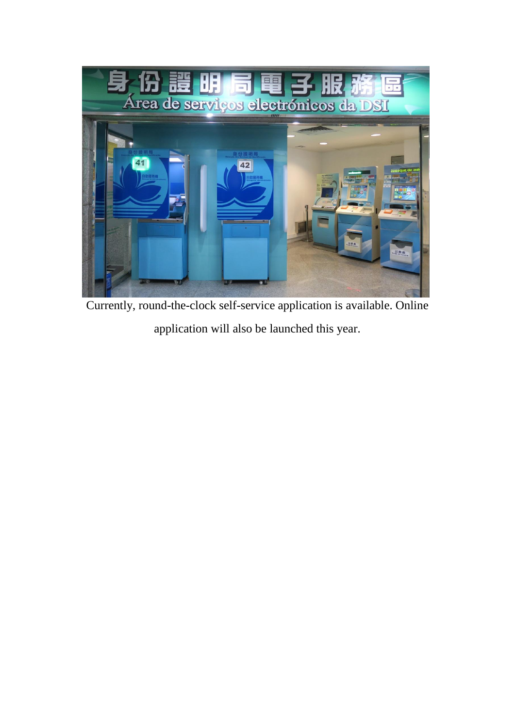Currently, round-the-clock self-service application is available. Online application will also be launched this year.